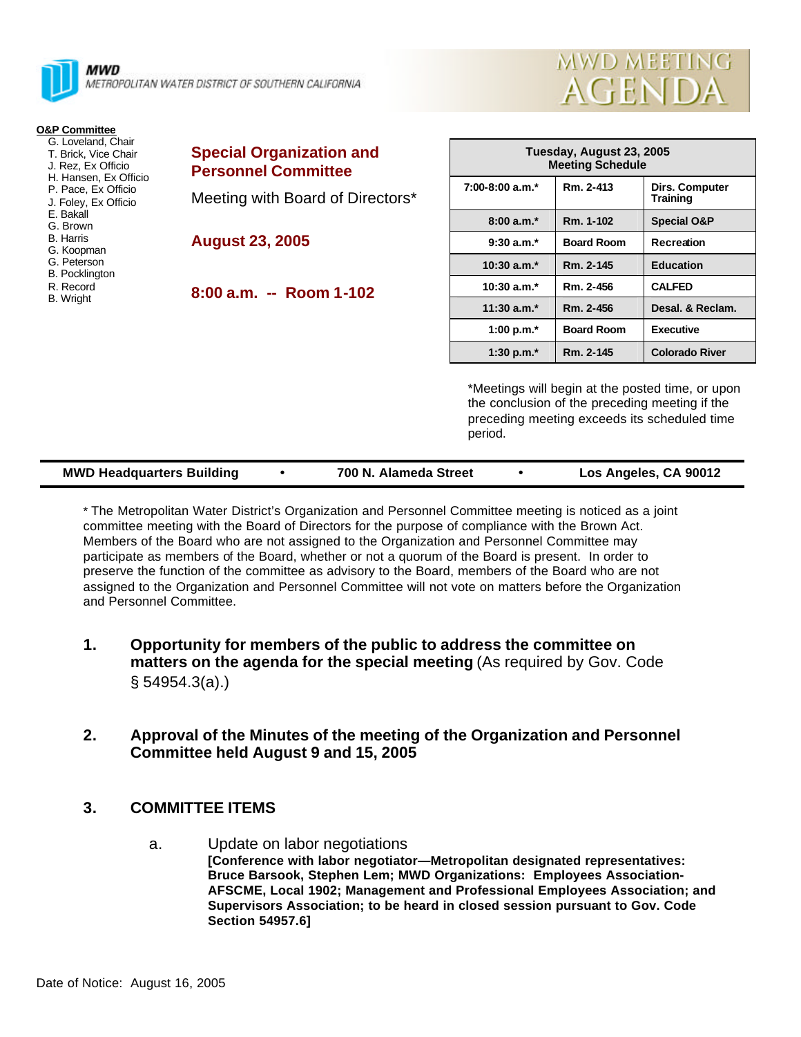**MWD**
METROPOLITAN WATER DISTRICT OF SOUTHERN CALIFORNIA

# MWD MEETING AGENDA

**O&P Committee**

- G. Loveland, Chair
- T. Brick, Vice Chair
- J. Rez, Ex Officio
- H. Hansen, Ex Officio
- P. Pace, Ex Officio
- J. Foley, Ex Officio
- E. Bakall
- G. Brown
- B. Harris
- G. Koopman
- G. Peterson
- B. Pocklington
- R. Record
- B. Wright

## Special Organization and Personnel Committee

Meeting with Board of Directors*

**August 23, 2005**

**8:00 a.m. -- Room 1-102**

| Tuesday, August 23, 2005 Meeting Schedule | | |
|---|---|---|
| 7:00-8:00 a.m.* | Rm. 2-413 | Dirs. Computer Training |
| 8:00 a.m.* | Rm. 1-102 | Special O&P |
| 9:30 a.m.* | Board Room | Recreation |
| 10:30 a.m.* | Rm. 2-145 | Education |
| 10:30 a.m.* | Rm. 2-456 | CALFED |
| 11:30 a.m.* | Rm. 2-456 | Desal. & Reclam. |
| 1:00 p.m.* | Board Room | Executive |
| 1:30 p.m.* | Rm. 2-145 | Colorado River |

*Meetings will begin at the posted time, or upon the conclusion of the preceding meeting if the preceding meeting exceeds its scheduled time period.

**MWD Headquarters Building • 700 N. Alameda Street • Los Angeles, CA 90012**

* The Metropolitan Water District's Organization and Personnel Committee meeting is noticed as a joint committee meeting with the Board of Directors for the purpose of compliance with the Brown Act. Members of the Board who are not assigned to the Organization and Personnel Committee may participate as members of the Board, whether or not a quorum of the Board is present. In order to preserve the function of the committee as advisory to the Board, members of the Board who are not assigned to the Organization and Personnel Committee will not vote on matters before the Organization and Personnel Committee.

1. **Opportunity for members of the public to address the committee on matters on the agenda for the special meeting** (As required by Gov. Code § 54954.3(a).)

2. **Approval of the Minutes of the meeting of the Organization and Personnel Committee held August 9 and 15, 2005**

3. **COMMITTEE ITEMS**

   a. Update on labor negotiations
   **[Conference with labor negotiator—Metropolitan designated representatives: Bruce Barsook, Stephen Lem; MWD Organizations: Employees Association-AFSCME, Local 1902; Management and Professional Employees Association; and Supervisors Association; to be heard in closed session pursuant to Gov. Code Section 54957.6]**

Date of Notice: August 16, 2005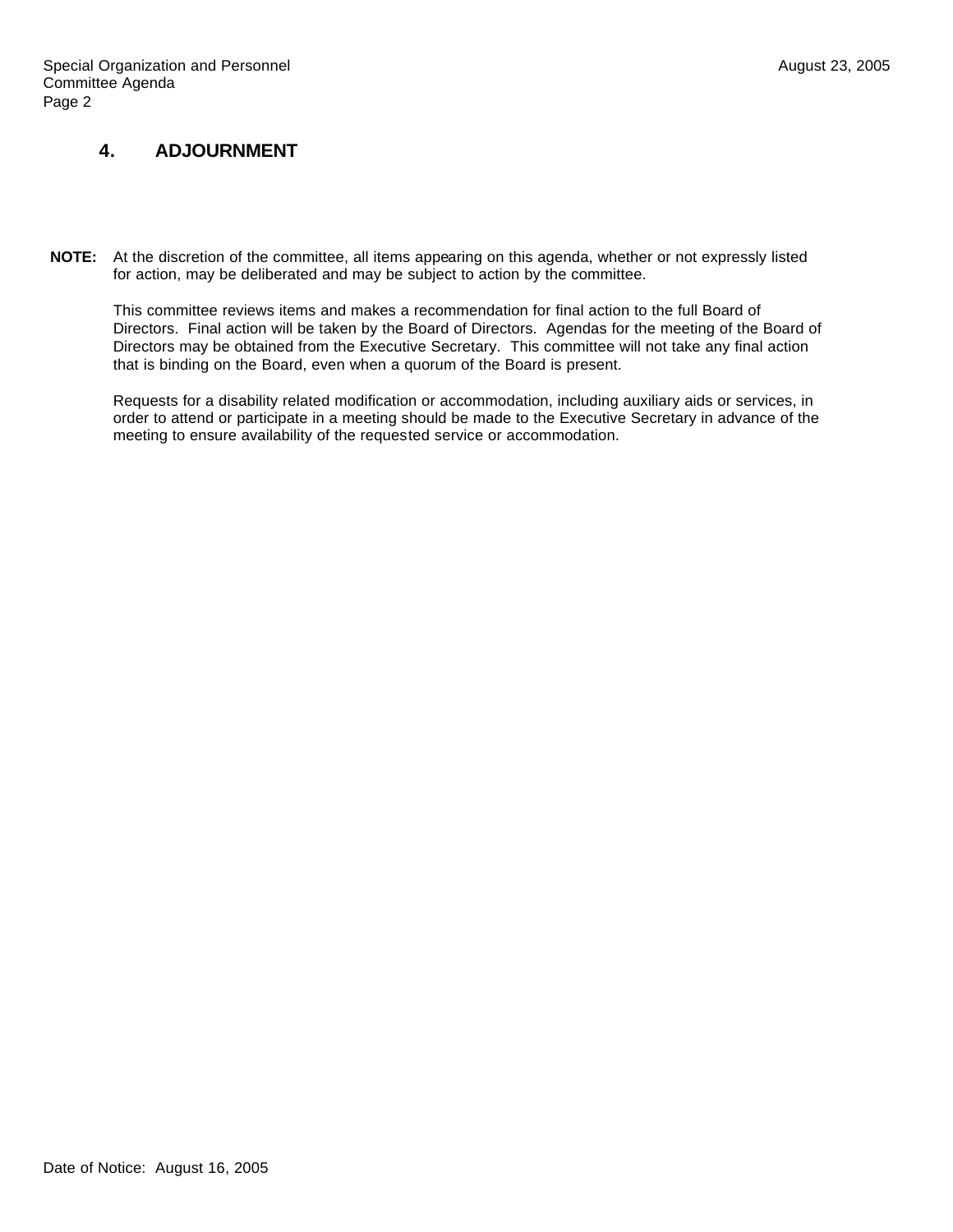## 4. ADJOURNMENT

**NOTE:** At the discretion of the committee, all items appearing on this agenda, whether or not expressly listed for action, may be deliberated and may be subject to action by the committee.

This committee reviews items and makes a recommendation for final action to the full Board of Directors. Final action will be taken by the Board of Directors. Agendas for the meeting of the Board of Directors may be obtained from the Executive Secretary. This committee will not take any final action that is binding on the Board, even when a quorum of the Board is present.

Requests for a disability related modification or accommodation, including auxiliary aids or services, in order to attend or participate in a meeting should be made to the Executive Secretary in advance of the meeting to ensure availability of the requested service or accommodation.

Date of Notice: August 16, 2005